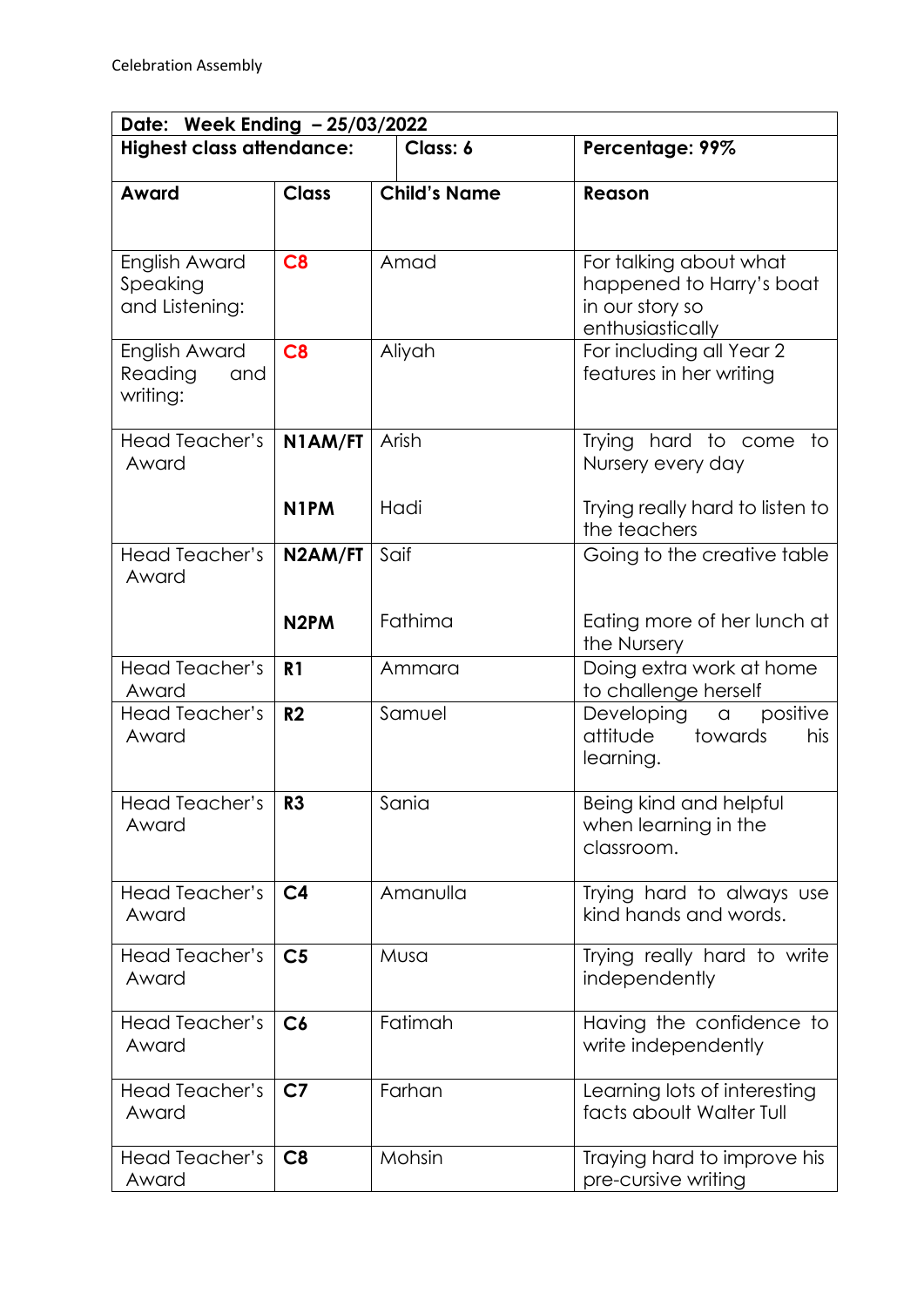Celebration Assembly

| Date: Week Ending – 25/03/2022 | | | |
|---|---|---|---|
| **Highest class attendance:** | | **Class: 6** | **Percentage: 99%** |
| **Award** | **Class** | **Child's Name** | **Reason** |
| English Award Speaking and Listening: | **C8** | Amad | For talking about what happened to Harry's boat in our story so enthusiastically |
| English Award Reading and writing: | **C8** | Aliyah | For including all Year 2 features in her writing |
| Head Teacher's Award | **N1AM/FT** | Arish | Trying hard to come to Nursery every day |
| | **N1PM** | Hadi | Trying really hard to listen to the teachers |
| Head Teacher's Award | **N2AM/FT** | Saif | Going to the creative table |
| | **N2PM** | Fathima | Eating more of her lunch at the Nursery |
| Head Teacher's Award | **R1** | Ammara | Doing extra work at home to challenge herself |
| Head Teacher's Award | **R2** | Samuel | Developing a positive attitude towards his learning. |
| Head Teacher's Award | **R3** | Sania | Being kind and helpful when learning in the classroom. |
| Head Teacher's Award | **C4** | Amanulla | Trying hard to always use kind hands and words. |
| Head Teacher's Award | **C5** | Musa | Trying really hard to write independently |
| Head Teacher's Award | **C6** | Fatimah | Having the confidence to write independently |
| Head Teacher's Award | **C7** | Farhan | Learning lots of interesting facts aboult Walter Tull |
| Head Teacher's Award | **C8** | Mohsin | Traying hard to improve his pre-cursive writing |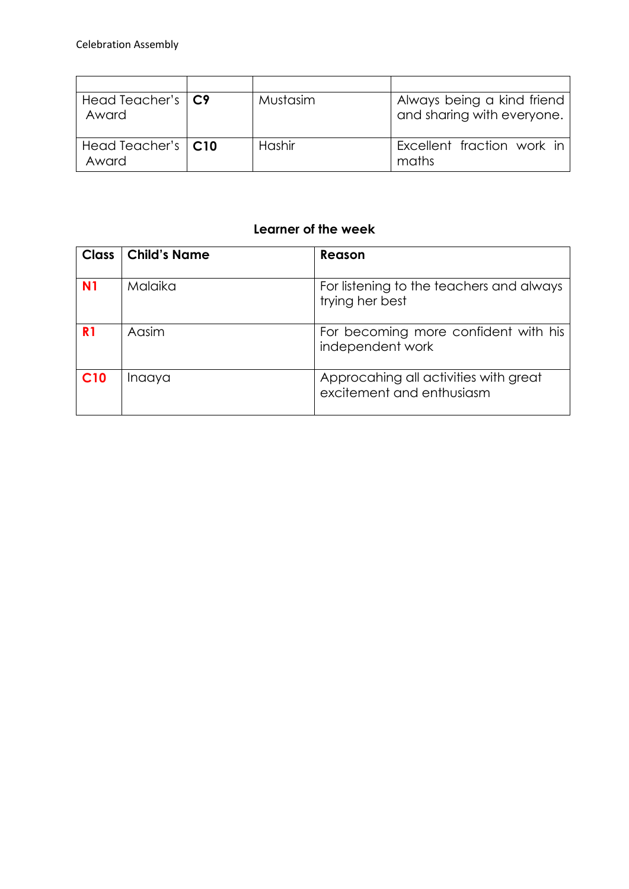| | | | |
|---|---|---|---|
| Head Teacher's Award | **C9** | Mustasim | Always being a kind friend and sharing with everyone. |
| Head Teacher's Award | **C10** | Hashir | Excellent fraction work in maths |

## Learner of the week

| **Class** | **Child's Name** | **Reason** |
|---|---|---|
| **N1** | Malaika | For listening to the teachers and always trying her best |
| **R1** | Aasim | For becoming more confident with his independent work |
| **C10** | Inaaya | Approcahing all activities with great excitement and enthusiasm |